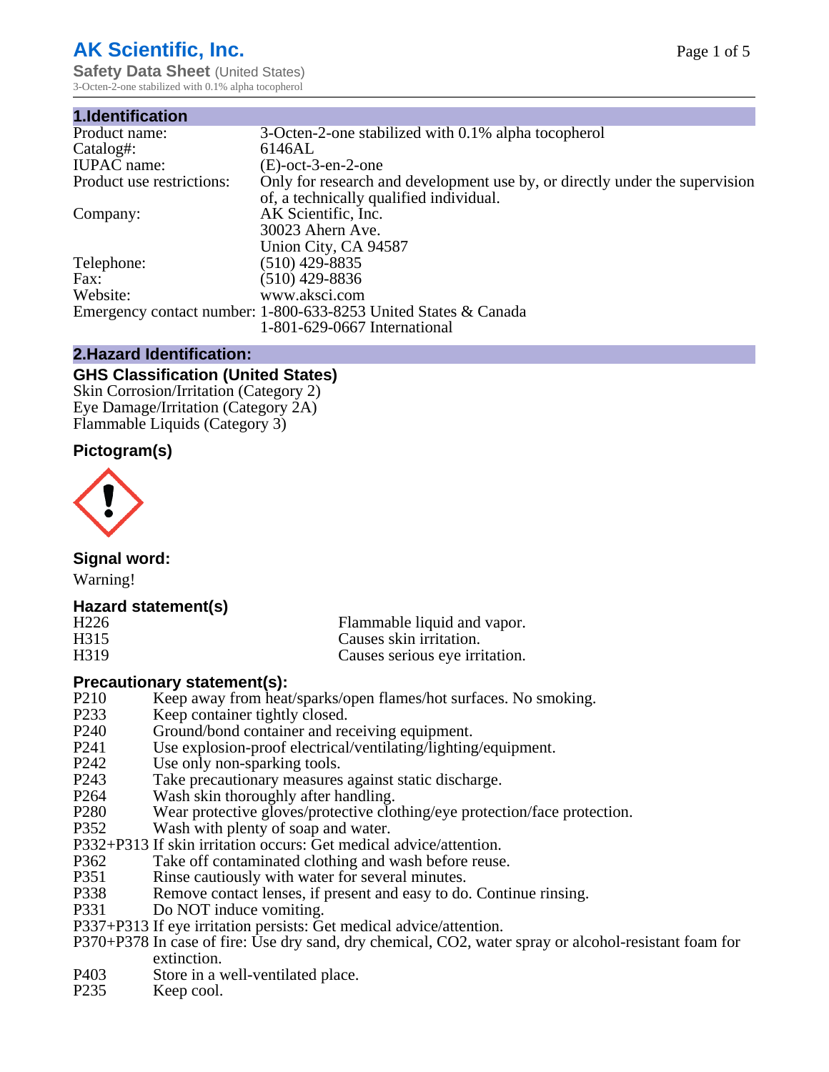# AK Scientific, Inc.

**Safety Data Sheet** (United States)
3-Octen-2-one stabilized with 0.1% alpha tocopherol

## 1.Identification

| | |
|---|---|
| Product name: | 3-Octen-2-one stabilized with 0.1% alpha tocopherol |
| Catalog#: | 6146AL |
| IUPAC name: | (E)-oct-3-en-2-one |
| Product use restrictions: | Only for research and development use by, or directly under the supervision of, a technically qualified individual. |
| Company: | AK Scientific, Inc.<br>30023 Ahern Ave.<br>Union City, CA 94587 |
| Telephone: | (510) 429-8835 |
| Fax: | (510) 429-8836 |
| Website: | www.aksci.com |
| Emergency contact number: | 1-800-633-8253 United States & Canada<br>1-801-629-0667 International |

## 2.Hazard Identification:

### GHS Classification (United States)

Skin Corrosion/Irritation (Category 2)
Eye Damage/Irritation (Category 2A)
Flammable Liquids (Category 3)

### Pictogram(s)

### Signal word:

Warning!

### Hazard statement(s)

| | |
|---|---|
| H226 | Flammable liquid and vapor. |
| H315 | Causes skin irritation. |
| H319 | Causes serious eye irritation. |

### Precautionary statement(s):

| | |
|---|---|
| P210 | Keep away from heat/sparks/open flames/hot surfaces. No smoking. |
| P233 | Keep container tightly closed. |
| P240 | Ground/bond container and receiving equipment. |
| P241 | Use explosion-proof electrical/ventilating/lighting/equipment. |
| P242 | Use only non-sparking tools. |
| P243 | Take precautionary measures against static discharge. |
| P264 | Wash skin thoroughly after handling. |
| P280 | Wear protective gloves/protective clothing/eye protection/face protection. |
| P352 | Wash with plenty of soap and water. |
| P332+P313 | If skin irritation occurs: Get medical advice/attention. |
| P362 | Take off contaminated clothing and wash before reuse. |
| P351 | Rinse cautiously with water for several minutes. |
| P338 | Remove contact lenses, if present and easy to do. Continue rinsing. |
| P331 | Do NOT induce vomiting. |
| P337+P313 | If eye irritation persists: Get medical advice/attention. |
| P370+P378 | In case of fire: Use dry sand, dry chemical, CO2, water spray or alcohol-resistant foam for extinction. |
| P403 | Store in a well-ventilated place. |
| P235 | Keep cool. |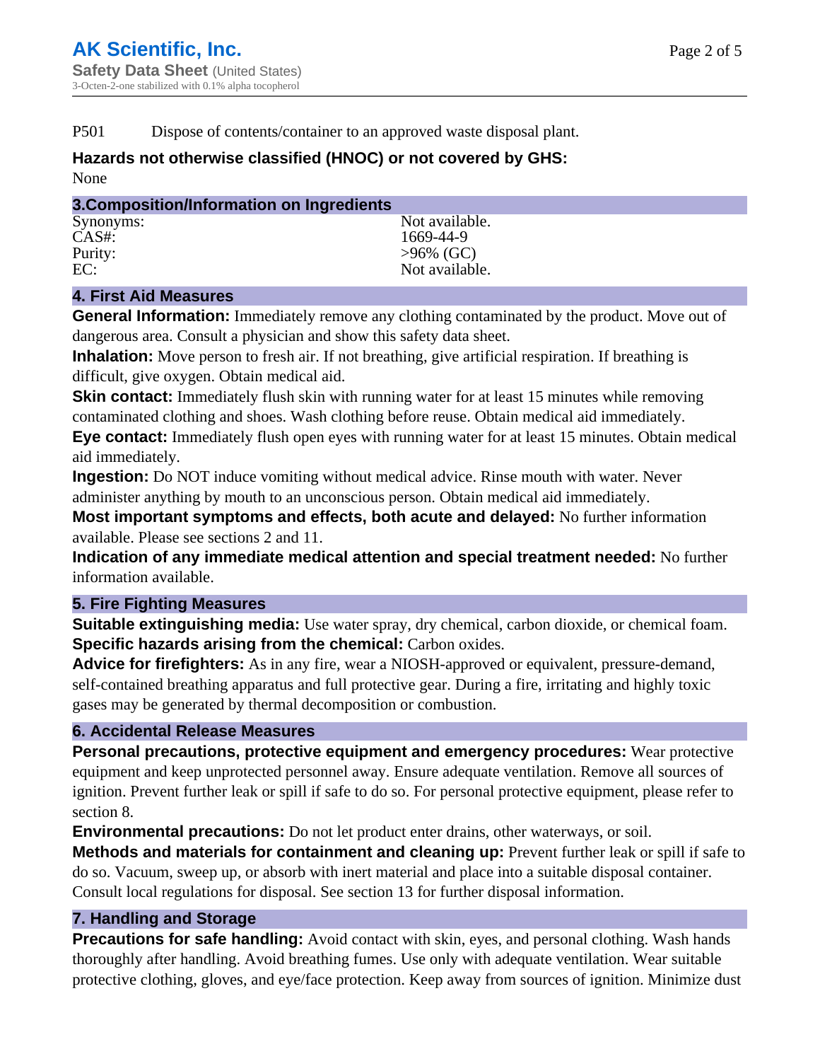P501 Dispose of contents/container to an approved waste disposal plant.

**Hazards not otherwise classified (HNOC) or not covered by GHS:**

None

## 3.Composition/Information on Ingredients

| | |
|---|---|
| Synonyms: | Not available. |
| CAS#: | 1669-44-9 |
| Purity: | >96% (GC) |
| EC: | Not available. |

## 4. First Aid Measures

**General Information:** Immediately remove any clothing contaminated by the product. Move out of dangerous area. Consult a physician and show this safety data sheet.

**Inhalation:** Move person to fresh air. If not breathing, give artificial respiration. If breathing is difficult, give oxygen. Obtain medical aid.

**Skin contact:** Immediately flush skin with running water for at least 15 minutes while removing contaminated clothing and shoes. Wash clothing before reuse. Obtain medical aid immediately.

**Eye contact:** Immediately flush open eyes with running water for at least 15 minutes. Obtain medical aid immediately.

**Ingestion:** Do NOT induce vomiting without medical advice. Rinse mouth with water. Never administer anything by mouth to an unconscious person. Obtain medical aid immediately.

**Most important symptoms and effects, both acute and delayed:** No further information available. Please see sections 2 and 11.

**Indication of any immediate medical attention and special treatment needed:** No further information available.

## 5. Fire Fighting Measures

**Suitable extinguishing media:** Use water spray, dry chemical, carbon dioxide, or chemical foam.

**Specific hazards arising from the chemical:** Carbon oxides.

**Advice for firefighters:** As in any fire, wear a NIOSH-approved or equivalent, pressure-demand, self-contained breathing apparatus and full protective gear. During a fire, irritating and highly toxic gases may be generated by thermal decomposition or combustion.

## 6. Accidental Release Measures

**Personal precautions, protective equipment and emergency procedures:** Wear protective equipment and keep unprotected personnel away. Ensure adequate ventilation. Remove all sources of ignition. Prevent further leak or spill if safe to do so. For personal protective equipment, please refer to section 8.

**Environmental precautions:** Do not let product enter drains, other waterways, or soil.

**Methods and materials for containment and cleaning up:** Prevent further leak or spill if safe to do so. Vacuum, sweep up, or absorb with inert material and place into a suitable disposal container. Consult local regulations for disposal. See section 13 for further disposal information.

## 7. Handling and Storage

**Precautions for safe handling:** Avoid contact with skin, eyes, and personal clothing. Wash hands thoroughly after handling. Avoid breathing fumes. Use only with adequate ventilation. Wear suitable protective clothing, gloves, and eye/face protection. Keep away from sources of ignition. Minimize dust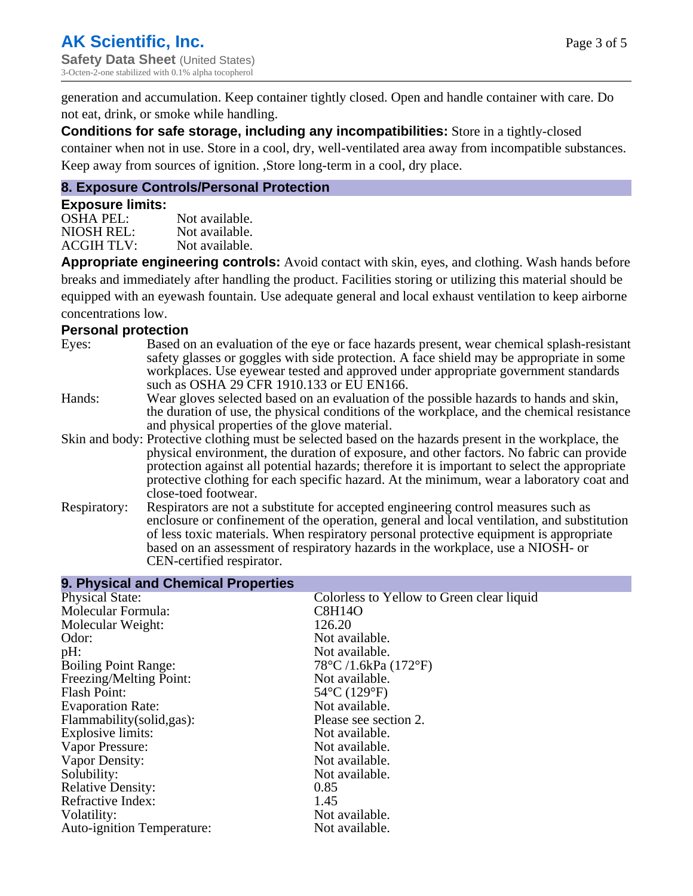generation and accumulation. Keep container tightly closed. Open and handle container with care. Do not eat, drink, or smoke while handling.

**Conditions for safe storage, including any incompatibilities:** Store in a tightly-closed container when not in use. Store in a cool, dry, well-ventilated area away from incompatible substances. Keep away from sources of ignition. ,Store long-term in a cool, dry place.

## 8. Exposure Controls/Personal Protection

**Exposure limits:**

| | |
|---|---|
| OSHA PEL: | Not available. |
| NIOSH REL: | Not available. |
| ACGIH TLV: | Not available. |

**Appropriate engineering controls:** Avoid contact with skin, eyes, and clothing. Wash hands before breaks and immediately after handling the product. Facilities storing or utilizing this material should be equipped with an eyewash fountain. Use adequate general and local exhaust ventilation to keep airborne concentrations low.

**Personal protection**

| | |
|---|---|
| Eyes: | Based on an evaluation of the eye or face hazards present, wear chemical splash-resistant safety glasses or goggles with side protection. A face shield may be appropriate in some workplaces. Use eyewear tested and approved under appropriate government standards such as OSHA 29 CFR 1910.133 or EU EN166. |
| Hands: | Wear gloves selected based on an evaluation of the possible hazards to hands and skin, the duration of use, the physical conditions of the workplace, and the chemical resistance and physical properties of the glove material. |
| Skin and body: | Protective clothing must be selected based on the hazards present in the workplace, the physical environment, the duration of exposure, and other factors. No fabric can provide protection against all potential hazards; therefore it is important to select the appropriate protective clothing for each specific hazard. At the minimum, wear a laboratory coat and close-toed footwear. |
| Respiratory: | Respirators are not a substitute for accepted engineering control measures such as enclosure or confinement of the operation, general and local ventilation, and substitution of less toxic materials. When respiratory personal protective equipment is appropriate based on an assessment of respiratory hazards in the workplace, use a NIOSH- or CEN-certified respirator. |

## 9. Physical and Chemical Properties

| | |
|---|---|
| Physical State: | Colorless to Yellow to Green clear liquid |
| Molecular Formula: | $C_8H_{14}O$ |
| Molecular Weight: | 126.20 |
| Odor: | Not available. |
| pH: | Not available. |
| Boiling Point Range: | 78°C /1.6kPa (172°F) |
| Freezing/Melting Point: | Not available. |
| Flash Point: | 54°C (129°F) |
| Evaporation Rate: | Not available. |
| Flammability(solid,gas): | Please see section 2. |
| Explosive limits: | Not available. |
| Vapor Pressure: | Not available. |
| Vapor Density: | Not available. |
| Solubility: | Not available. |
| Relative Density: | 0.85 |
| Refractive Index: | 1.45 |
| Volatility: | Not available. |
| Auto-ignition Temperature: | Not available. |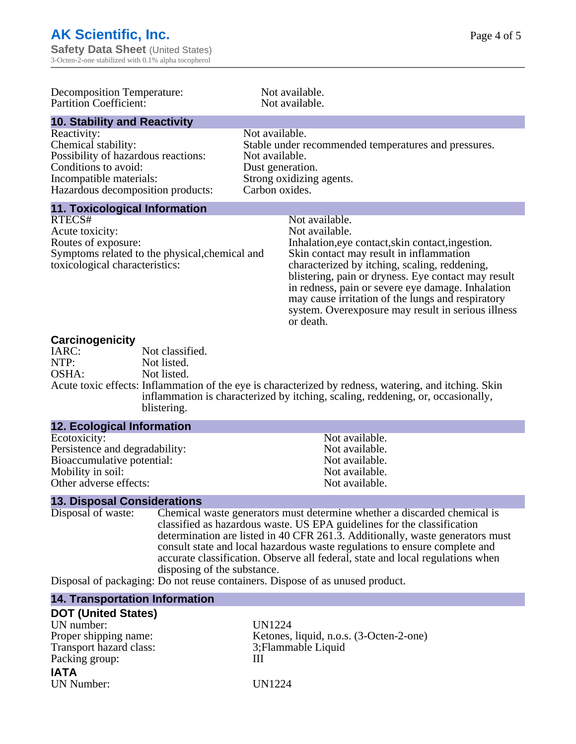| | |
|---|---|
| Decomposition Temperature: | Not available. |
| Partition Coefficient: | Not available. |

## 10. Stability and Reactivity

| | |
|---|---|
| Reactivity: | Not available. |
| Chemical stability: | Stable under recommended temperatures and pressures. |
| Possibility of hazardous reactions: | Not available. |
| Conditions to avoid: | Dust generation. |
| Incompatible materials: | Strong oxidizing agents. |
| Hazardous decomposition products: | Carbon oxides. |

## 11. Toxicological Information

| | |
|---|---|
| RTECS# | Not available. |
| Acute toxicity: | Not available. |
| Routes of exposure: | Inhalation,eye contact,skin contact,ingestion. |
| Symptoms related to the physical,chemical and toxicological characteristics: | Skin contact may result in inflammation characterized by itching, scaling, reddening, blistering, pain or dryness. Eye contact may result in redness, pain or severe eye damage. Inhalation may cause irritation of the lungs and respiratory system. Overexposure may result in serious illness or death. |

### Carcinogenicity

| | |
|---|---|
| IARC: | Not classified. |
| NTP: | Not listed. |
| OSHA: | Not listed. |
| Acute toxic effects: | Inflammation of the eye is characterized by redness, watering, and itching. Skin inflammation is characterized by itching, scaling, reddening, or, occasionally, blistering. |

## 12. Ecological Information

| | |
|---|---|
| Ecotoxicity: | Not available. |
| Persistence and degradability: | Not available. |
| Bioaccumulative potential: | Not available. |
| Mobility in soil: | Not available. |
| Other adverse effects: | Not available. |

## 13. Disposal Considerations

Disposal of waste: Chemical waste generators must determine whether a discarded chemical is classified as hazardous waste. US EPA guidelines for the classification determination are listed in 40 CFR 261.3. Additionally, waste generators must consult state and local hazardous waste regulations to ensure complete and accurate classification. Observe all federal, state and local regulations when disposing of the substance.

Disposal of packaging: Do not reuse containers. Dispose of as unused product.

## 14. Transportation Information

### DOT (United States)

| | |
|---|---|
| UN number: | UN1224 |
| Proper shipping name: | Ketones, liquid, n.o.s. (3-Octen-2-one) |
| Transport hazard class: | 3;Flammable Liquid |
| Packing group: | III |

### IATA

| | |
|---|---|
| UN Number: | UN1224 |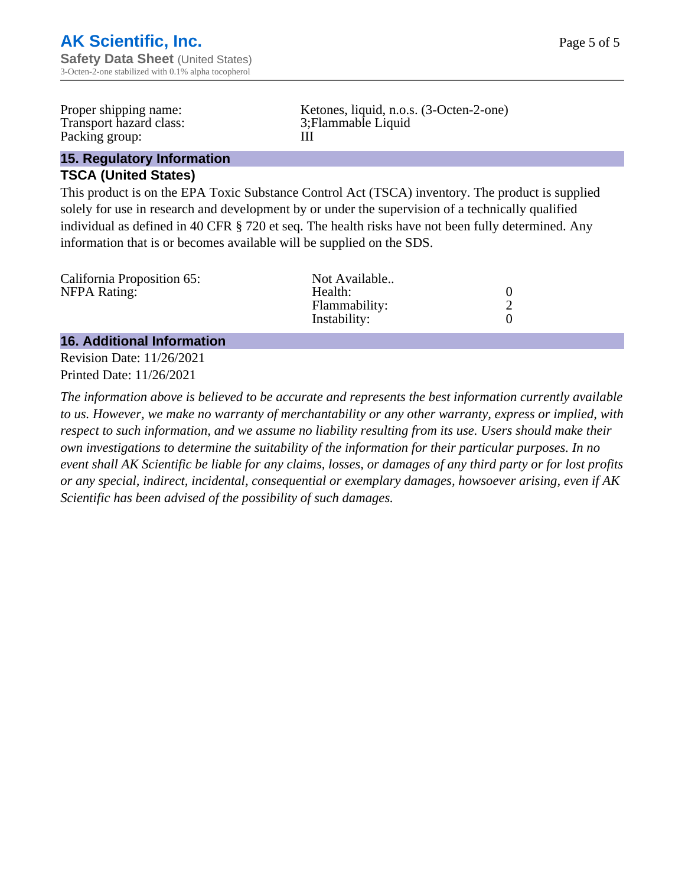| | |
|---|---|
| Proper shipping name: | Ketones, liquid, n.o.s. (3-Octen-2-one) |
| Transport hazard class: | 3;Flammable Liquid |
| Packing group: | III |

## 15. Regulatory Information

### TSCA (United States)

This product is on the EPA Toxic Substance Control Act (TSCA) inventory. The product is supplied solely for use in research and development by or under the supervision of a technically qualified individual as defined in 40 CFR § 720 et seq. The health risks have not been fully determined. Any information that is or becomes available will be supplied on the SDS.

| | | |
|---|---|---|
| California Proposition 65: | Not Available.. | |
| NFPA Rating: | Health: | 0 |
| | Flammability: | 2 |
| | Instability: | 0 |

## 16. Additional Information

Revision Date: 11/26/2021

Printed Date: 11/26/2021

*The information above is believed to be accurate and represents the best information currently available to us. However, we make no warranty of merchantability or any other warranty, express or implied, with respect to such information, and we assume no liability resulting from its use. Users should make their own investigations to determine the suitability of the information for their particular purposes. In no event shall AK Scientific be liable for any claims, losses, or damages of any third party or for lost profits or any special, indirect, incidental, consequential or exemplary damages, howsoever arising, even if AK Scientific has been advised of the possibility of such damages.*